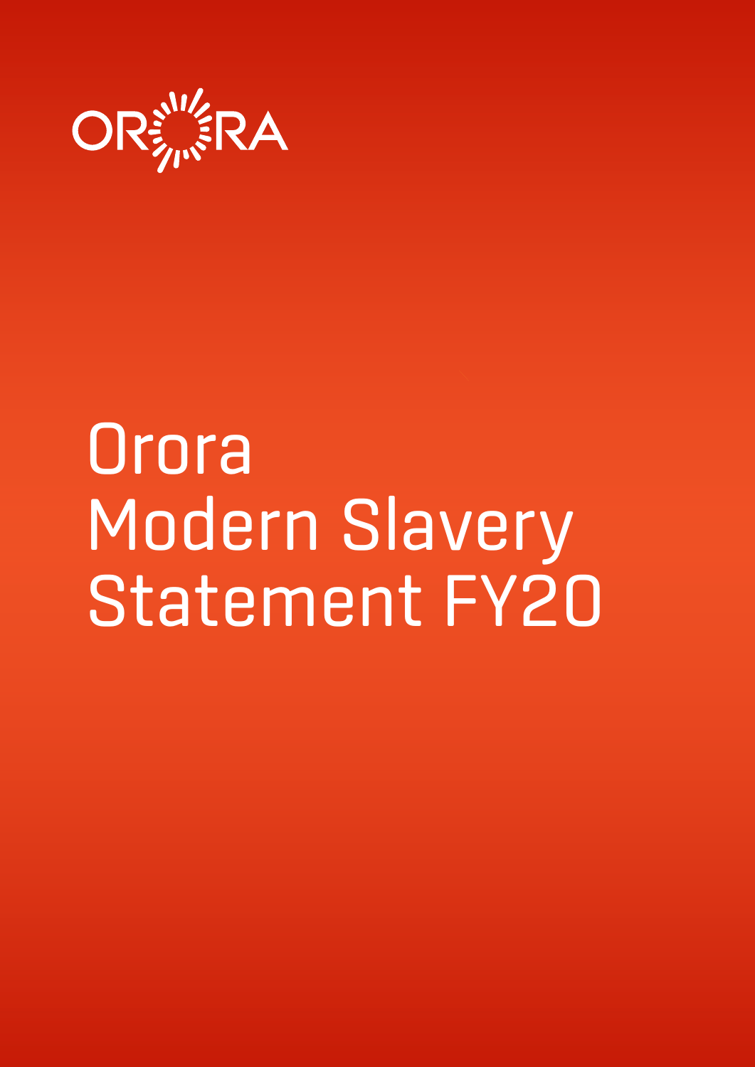ORORA

# Orora Modern Slavery Statement FY20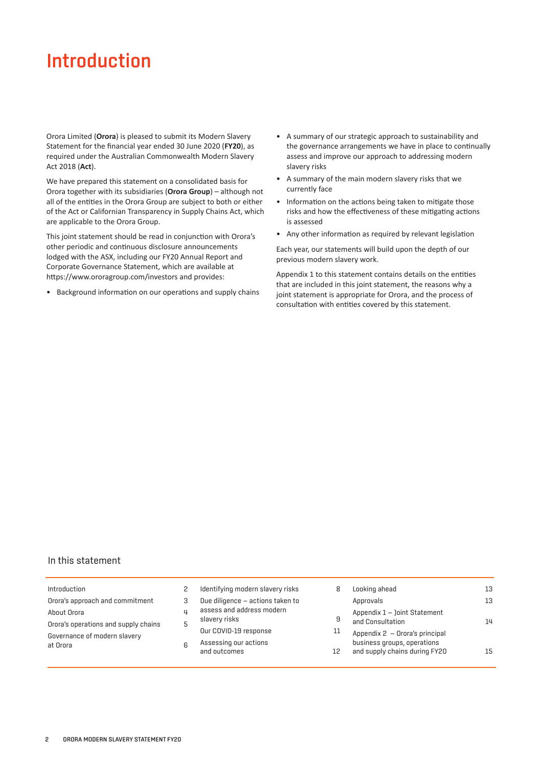# Introduction

Orora Limited (**Orora**) is pleased to submit its Modern Slavery Statement for the financial year ended 30 June 2020 (**FY20**), as required under the Australian Commonwealth Modern Slavery Act 2018 (**Act**).

We have prepared this statement on a consolidated basis for Orora together with its subsidiaries (**Orora Group**) – although not all of the entities in the Orora Group are subject to both or either of the Act or Californian Transparency in Supply Chains Act, which are applicable to the Orora Group.

This joint statement should be read in conjunction with Orora's other periodic and continuous disclosure announcements lodged with the ASX, including our FY20 Annual Report and Corporate Governance Statement, which are available at https://www.ororagroup.com/investors and provides:

- Background information on our operations and supply chains
- A summary of our strategic approach to sustainability and the governance arrangements we have in place to continually assess and improve our approach to addressing modern slavery risks
- A summary of the main modern slavery risks that we currently face
- Information on the actions being taken to mitigate those risks and how the effectiveness of these mitigating actions is assessed
- Any other information as required by relevant legislation

Each year, our statements will build upon the depth of our previous modern slavery work.

Appendix 1 to this statement contains details on the entities that are included in this joint statement, the reasons why a joint statement is appropriate for Orora, and the process of consultation with entities covered by this statement.

## In this statement

| Section | Page |
|---|---|
| Introduction | 2 |
| Orora's approach and commitment | 3 |
| About Orora | 4 |
| Orora's operations and supply chains | 5 |
| Governance of modern slavery at Orora | 6 |
| Identifying modern slavery risks | 8 |
| Due diligence – actions taken to assess and address modern slavery risks | 9 |
| Our COVID-19 response | 11 |
| Assessing our actions and outcomes | 12 |
| Looking ahead | 13 |
| Approvals | 13 |
| Appendix 1 – Joint Statement and Consultation | 14 |
| Appendix 2 – Orora's principal business groups, operations and supply chains during FY20 | 15 |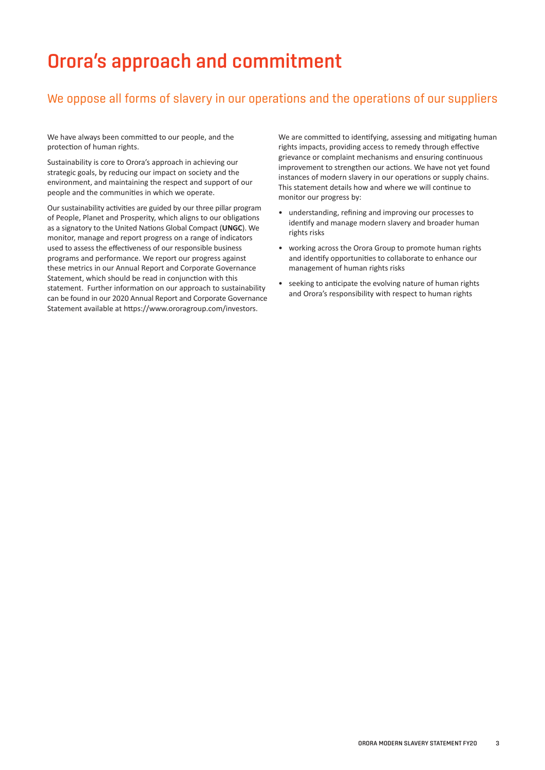# Orora's approach and commitment

## We oppose all forms of slavery in our operations and the operations of our suppliers

We have always been committed to our people, and the protection of human rights.

Sustainability is core to Orora's approach in achieving our strategic goals, by reducing our impact on society and the environment, and maintaining the respect and support of our people and the communities in which we operate.

Our sustainability activities are guided by our three pillar program of People, Planet and Prosperity, which aligns to our obligations as a signatory to the United Nations Global Compact (**UNGC**). We monitor, manage and report progress on a range of indicators used to assess the effectiveness of our responsible business programs and performance. We report our progress against these metrics in our Annual Report and Corporate Governance Statement, which should be read in conjunction with this statement. Further information on our approach to sustainability can be found in our 2020 Annual Report and Corporate Governance Statement available at https://www.ororagroup.com/investors.

We are committed to identifying, assessing and mitigating human rights impacts, providing access to remedy through effective grievance or complaint mechanisms and ensuring continuous improvement to strengthen our actions. We have not yet found instances of modern slavery in our operations or supply chains. This statement details how and where we will continue to monitor our progress by:

- understanding, refining and improving our processes to identify and manage modern slavery and broader human rights risks
- working across the Orora Group to promote human rights and identify opportunities to collaborate to enhance our management of human rights risks
- seeking to anticipate the evolving nature of human rights and Orora's responsibility with respect to human rights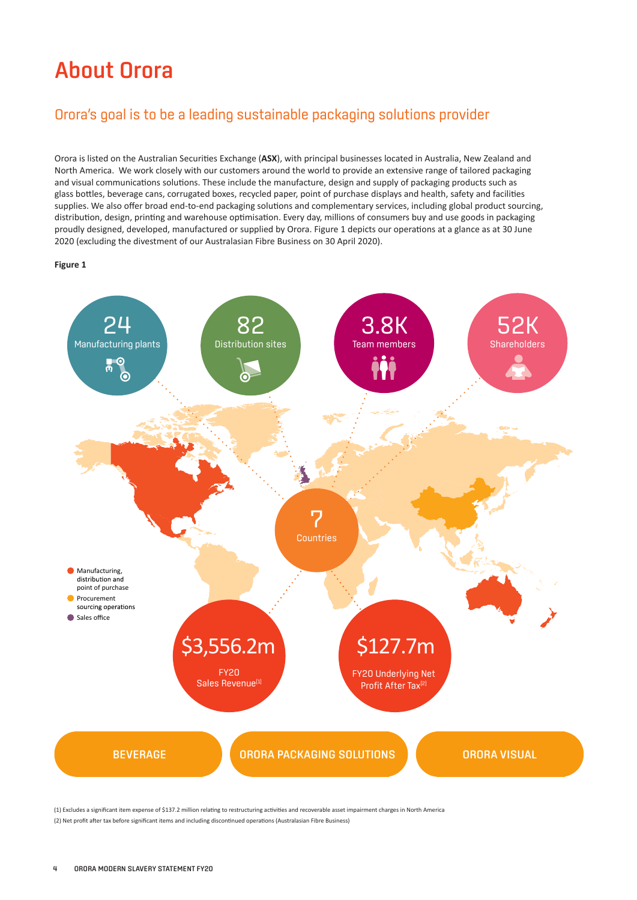# About Orora

## Orora's goal is to be a leading sustainable packaging solutions provider

Orora is listed on the Australian Securities Exchange (**ASX**), with principal businesses located in Australia, New Zealand and North America. We work closely with our customers around the world to provide an extensive range of tailored packaging and visual communications solutions. These include the manufacture, design and supply of packaging products such as glass bottles, beverage cans, corrugated boxes, recycled paper, point of purchase displays and health, safety and facilities supplies. We also offer broad end-to-end packaging solutions and complementary services, including global product sourcing, distribution, design, printing and warehouse optimisation. Every day, millions of consumers buy and use goods in packaging proudly designed, developed, manufactured or supplied by Orora. Figure 1 depicts our operations at a glance as at 30 June 2020 (excluding the divestment of our Australasian Fibre Business on 30 April 2020).

**Figure 1**

24
Manufacturing plants

82
Distribution sites

3.8K
Team members

52K
Shareholders

7
Countries

- Manufacturing, distribution and point of purchase
- Procurement sourcing operations
- Sales office

$3,556.2m
FY20
Sales Revenue[1]

$127.7m
FY20 Underlying Net Profit After Tax[2]

BEVERAGE | ORORA PACKAGING SOLUTIONS | ORORA VISUAL

(1) Excludes a significant item expense of $137.2 million relating to restructuring activities and recoverable asset impairment charges in North America

(2) Net profit after tax before significant items and including discontinued operations (Australasian Fibre Business)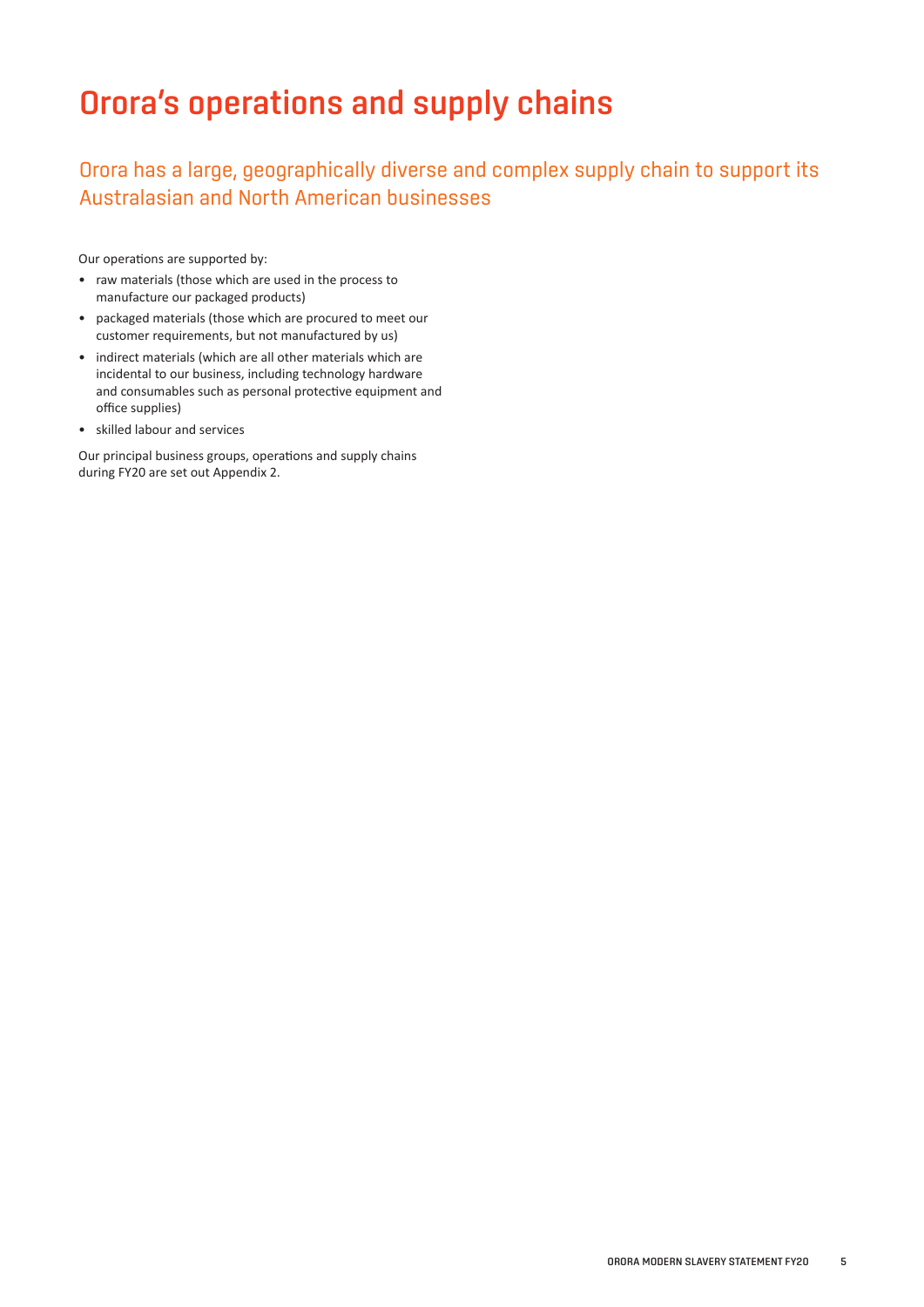# Orora's operations and supply chains

## Orora has a large, geographically diverse and complex supply chain to support its Australasian and North American businesses

Our operations are supported by:

- raw materials (those which are used in the process to manufacture our packaged products)
- packaged materials (those which are procured to meet our customer requirements, but not manufactured by us)
- indirect materials (which are all other materials which are incidental to our business, including technology hardware and consumables such as personal protective equipment and office supplies)
- skilled labour and services

Our principal business groups, operations and supply chains during FY20 are set out Appendix 2.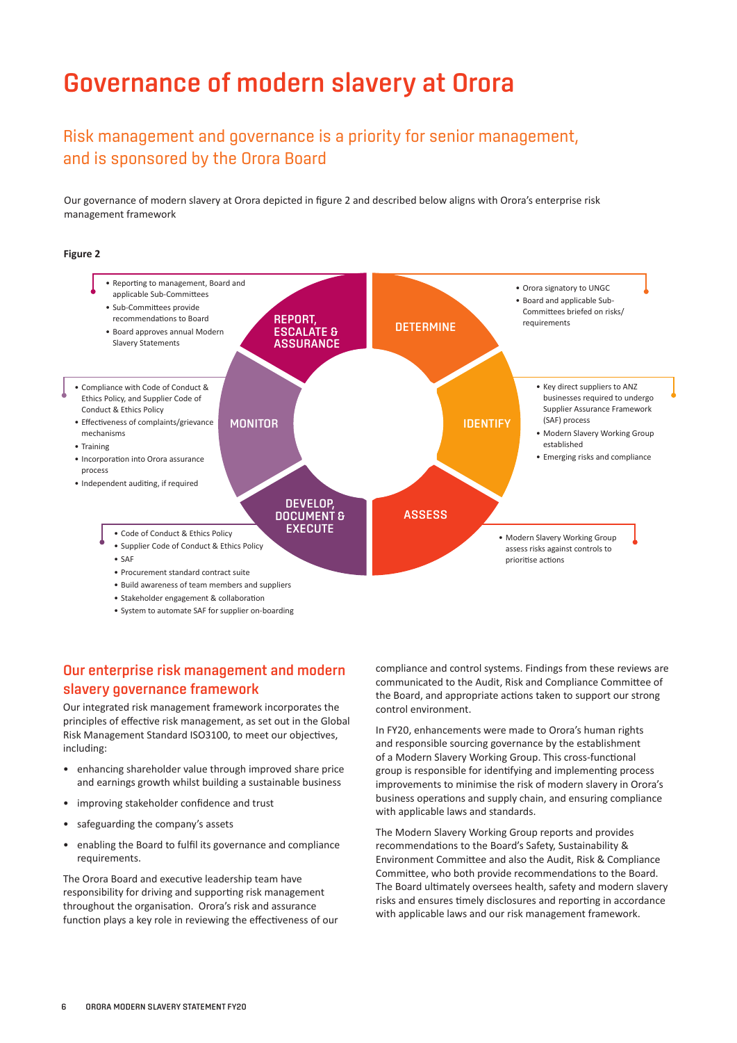# Governance of modern slavery at Orora

## Risk management and governance is a priority for senior management, and is sponsored by the Orora Board

Our governance of modern slavery at Orora depicted in figure 2 and described below aligns with Orora's enterprise risk management framework

**Figure 2**

**DETERMINE**

- Orora signatory to UNGC
- Board and applicable Sub-Committees briefed on risks/requirements

**IDENTIFY**

- Key direct suppliers to ANZ businesses required to undergo Supplier Assurance Framework (SAF) process
- Modern Slavery Working Group established
- Emerging risks and compliance

**ASSESS**

- Modern Slavery Working Group assess risks against controls to prioritise actions

**DEVELOP, DOCUMENT & EXECUTE**

- Code of Conduct & Ethics Policy
- Supplier Code of Conduct & Ethics Policy
- SAF
- Procurement standard contract suite
- Build awareness of team members and suppliers
- Stakeholder engagement & collaboration
- System to automate SAF for supplier on-boarding

**MONITOR**

- Compliance with Code of Conduct & Ethics Policy, and Supplier Code of Conduct & Ethics Policy
- Effectiveness of complaints/grievance mechanisms
- Training
- Incorporation into Orora assurance process
- Independent auditing, if required

**REPORT, ESCALATE & ASSURANCE**

- Reporting to management, Board and applicable Sub-Committees
- Sub-Committees provide recommendations to Board
- Board approves annual Modern Slavery Statements

## Our enterprise risk management and modern slavery governance framework

Our integrated risk management framework incorporates the principles of effective risk management, as set out in the Global Risk Management Standard ISO3100, to meet our objectives, including:

- enhancing shareholder value through improved share price and earnings growth whilst building a sustainable business
- improving stakeholder confidence and trust
- safeguarding the company's assets
- enabling the Board to fulfil its governance and compliance requirements.

The Orora Board and executive leadership team have responsibility for driving and supporting risk management throughout the organisation. Orora's risk and assurance function plays a key role in reviewing the effectiveness of our compliance and control systems. Findings from these reviews are communicated to the Audit, Risk and Compliance Committee of the Board, and appropriate actions taken to support our strong control environment.

In FY20, enhancements were made to Orora's human rights and responsible sourcing governance by the establishment of a Modern Slavery Working Group. This cross-functional group is responsible for identifying and implementing process improvements to minimise the risk of modern slavery in Orora's business operations and supply chain, and ensuring compliance with applicable laws and standards.

The Modern Slavery Working Group reports and provides recommendations to the Board's Safety, Sustainability & Environment Committee and also the Audit, Risk & Compliance Committee, who both provide recommendations to the Board. The Board ultimately oversees health, safety and modern slavery risks and ensures timely disclosures and reporting in accordance with applicable laws and our risk management framework.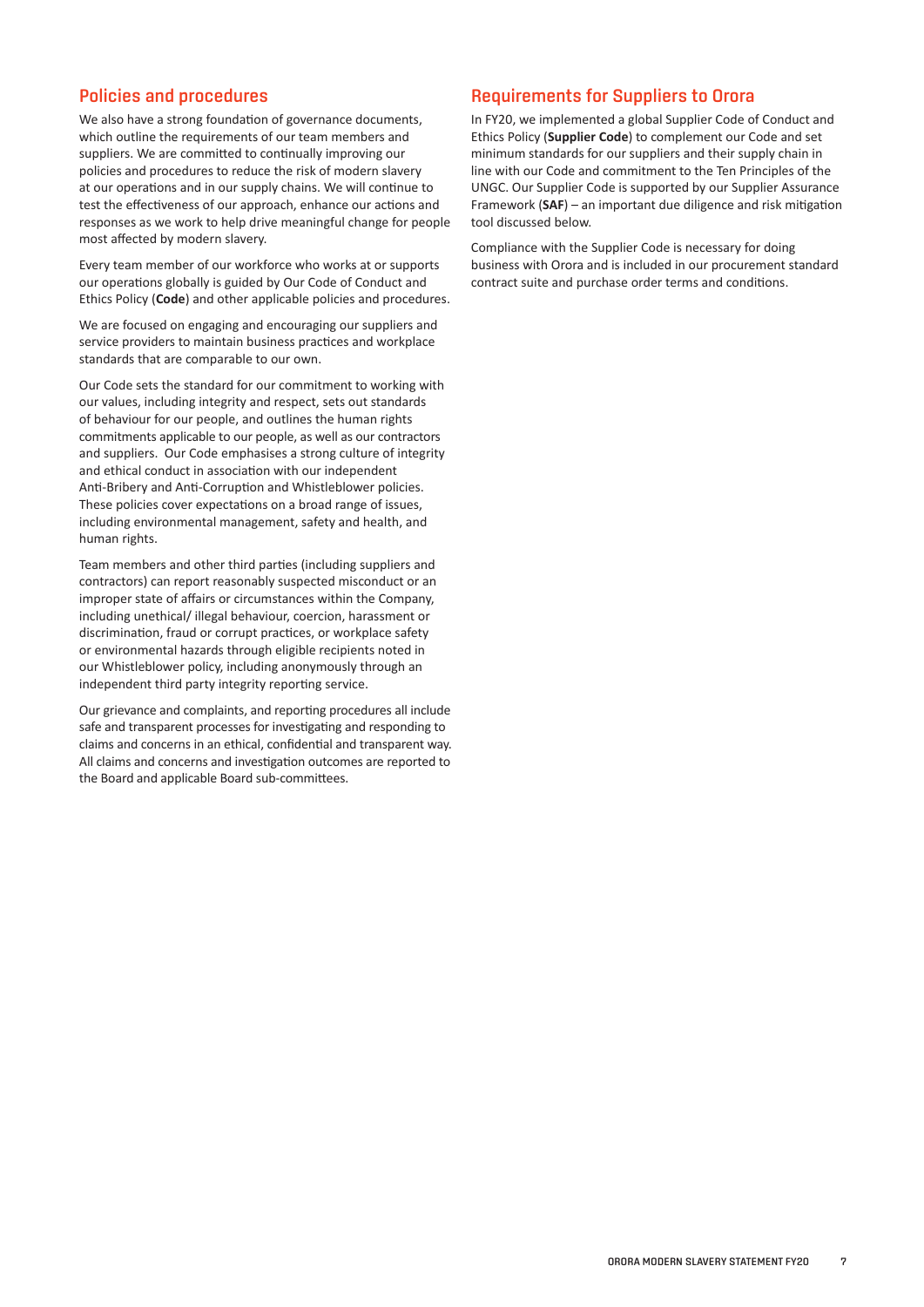## Policies and procedures

We also have a strong foundation of governance documents, which outline the requirements of our team members and suppliers. We are committed to continually improving our policies and procedures to reduce the risk of modern slavery at our operations and in our supply chains. We will continue to test the effectiveness of our approach, enhance our actions and responses as we work to help drive meaningful change for people most affected by modern slavery.

Every team member of our workforce who works at or supports our operations globally is guided by Our Code of Conduct and Ethics Policy (**Code**) and other applicable policies and procedures.

We are focused on engaging and encouraging our suppliers and service providers to maintain business practices and workplace standards that are comparable to our own.

Our Code sets the standard for our commitment to working with our values, including integrity and respect, sets out standards of behaviour for our people, and outlines the human rights commitments applicable to our people, as well as our contractors and suppliers. Our Code emphasises a strong culture of integrity and ethical conduct in association with our independent Anti-Bribery and Anti-Corruption and Whistleblower policies. These policies cover expectations on a broad range of issues, including environmental management, safety and health, and human rights.

Team members and other third parties (including suppliers and contractors) can report reasonably suspected misconduct or an improper state of affairs or circumstances within the Company, including unethical/ illegal behaviour, coercion, harassment or discrimination, fraud or corrupt practices, or workplace safety or environmental hazards through eligible recipients noted in our Whistleblower policy, including anonymously through an independent third party integrity reporting service.

Our grievance and complaints, and reporting procedures all include safe and transparent processes for investigating and responding to claims and concerns in an ethical, confidential and transparent way. All claims and concerns and investigation outcomes are reported to the Board and applicable Board sub-committees.

## Requirements for Suppliers to Orora

In FY20, we implemented a global Supplier Code of Conduct and Ethics Policy (**Supplier Code**) to complement our Code and set minimum standards for our suppliers and their supply chain in line with our Code and commitment to the Ten Principles of the UNGC. Our Supplier Code is supported by our Supplier Assurance Framework (**SAF**) – an important due diligence and risk mitigation tool discussed below.

Compliance with the Supplier Code is necessary for doing business with Orora and is included in our procurement standard contract suite and purchase order terms and conditions.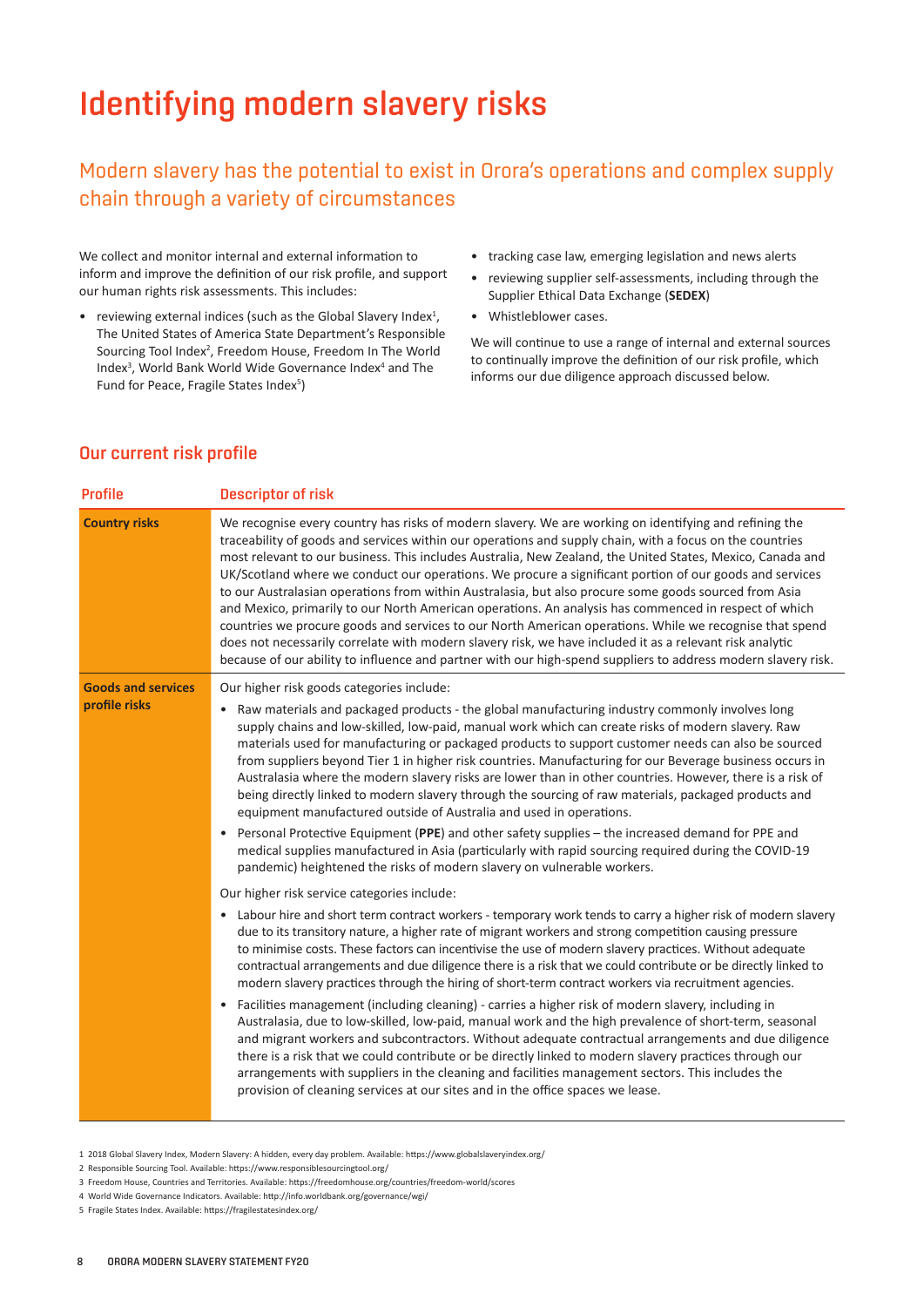# Identifying modern slavery risks

## Modern slavery has the potential to exist in Orora's operations and complex supply chain through a variety of circumstances

We collect and monitor internal and external information to inform and improve the definition of our risk profile, and support our human rights risk assessments. This includes:

- reviewing external indices (such as the Global Slavery Index[1], The United States of America State Department's Responsible Sourcing Tool Index[2], Freedom House, Freedom In The World Index[3], World Bank World Wide Governance Index[4] and The Fund for Peace, Fragile States Index[5])
- tracking case law, emerging legislation and news alerts
- reviewing supplier self-assessments, including through the Supplier Ethical Data Exchange (**SEDEX**)
- Whistleblower cases.

We will continue to use a range of internal and external sources to continually improve the definition of our risk profile, which informs our due diligence approach discussed below.

## Our current risk profile

| Profile | Descriptor of risk |
|---|---|
| **Country risks** | We recognise every country has risks of modern slavery. We are working on identifying and refining the traceability of goods and services within our operations and supply chain, with a focus on the countries most relevant to our business. This includes Australia, New Zealand, the United States, Mexico, Canada and UK/Scotland where we conduct our operations. We procure a significant portion of our goods and services to our Australasian operations from within Australasia, but also procure some goods sourced from Asia and Mexico, primarily to our North American operations. An analysis has commenced in respect of which countries we procure goods and services to our North American operations. While we recognise that spend does not necessarily correlate with modern slavery risk, we have included it as a relevant risk analytic because of our ability to influence and partner with our high-spend suppliers to address modern slavery risk. |
| **Goods and services profile risks** | Our higher risk goods categories include:<br>• Raw materials and packaged products - the global manufacturing industry commonly involves long supply chains and low-skilled, low-paid, manual work which can create risks of modern slavery. Raw materials used for manufacturing or packaged products to support customer needs can also be sourced from suppliers beyond Tier 1 in higher risk countries. Manufacturing for our Beverage business occurs in Australasia where the modern slavery risks are lower than in other countries. However, there is a risk of being directly linked to modern slavery through the sourcing of raw materials, packaged products and equipment manufactured outside of Australia and used in operations.<br>• Personal Protective Equipment (**PPE**) and other safety supplies – the increased demand for PPE and medical supplies manufactured in Asia (particularly with rapid sourcing required during the COVID-19 pandemic) heightened the risks of modern slavery on vulnerable workers.<br>Our higher risk service categories include:<br>• Labour hire and short term contract workers - temporary work tends to carry a higher risk of modern slavery due to its transitory nature, a higher rate of migrant workers and strong competition causing pressure to minimise costs. These factors can incentivise the use of modern slavery practices. Without adequate contractual arrangements and due diligence there is a risk that we could contribute or be directly linked to modern slavery practices through the hiring of short-term contract workers via recruitment agencies.<br>• Facilities management (including cleaning) - carries a higher risk of modern slavery, including in Australasia, due to low-skilled, low-paid, manual work and the high prevalence of short-term, seasonal and migrant workers and subcontractors. Without adequate contractual arrangements and due diligence there is a risk that we could contribute or be directly linked to modern slavery practices through our arrangements with suppliers in the cleaning and facilities management sectors. This includes the provision of cleaning services at our sites and in the office spaces we lease. |

1 2018 Global Slavery Index, Modern Slavery: A hidden, every day problem. Available: https://www.globalslaveryindex.org/

2 Responsible Sourcing Tool. Available: https://www.responsiblesourcingtool.org/

3 Freedom House, Countries and Territories. Available: https://freedomhouse.org/countries/freedom-world/scores

4 World Wide Governance Indicators. Available: http://info.worldbank.org/governance/wgi/

5 Fragile States Index. Available: https://fragilestatesindex.org/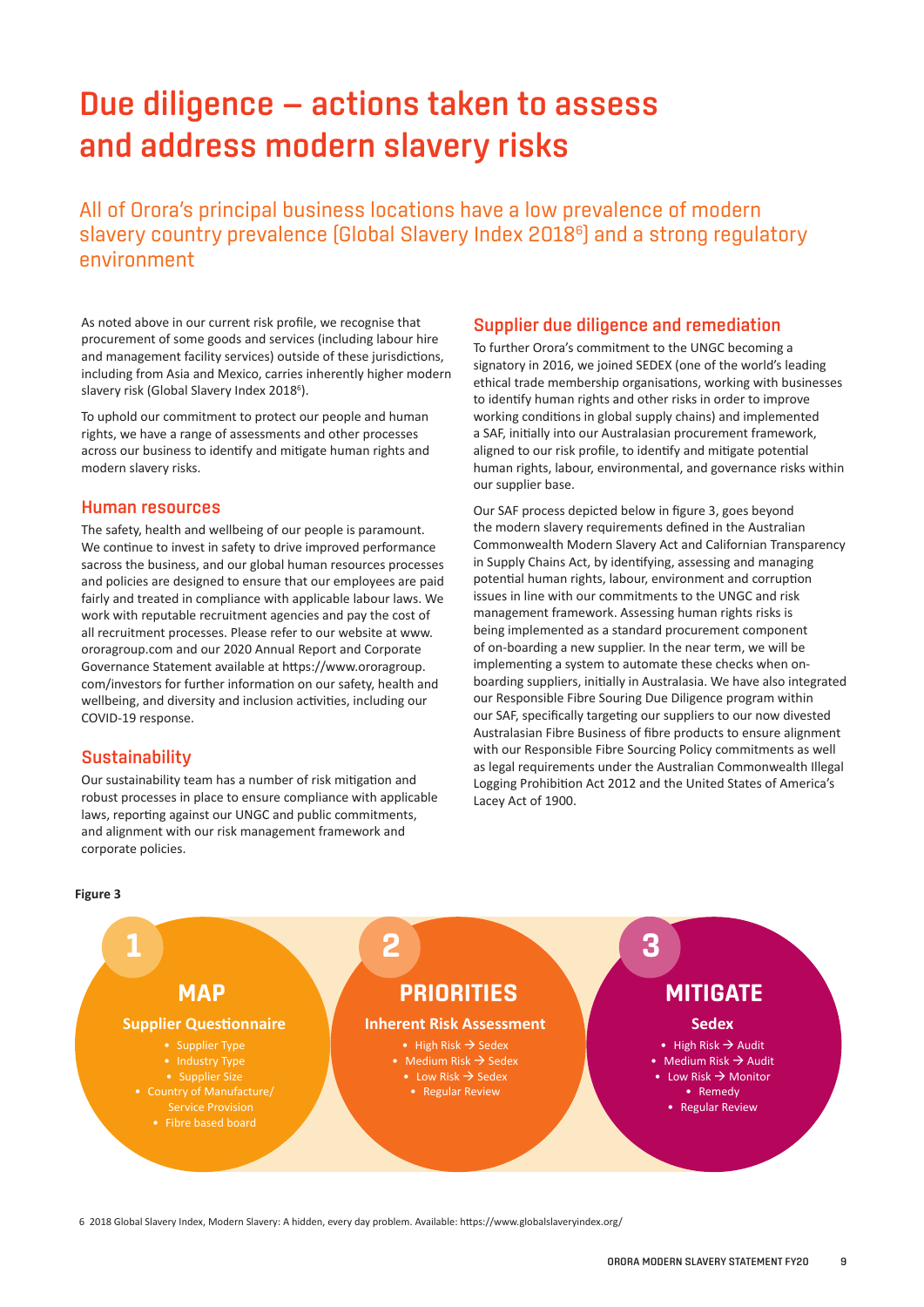// Due diligence — actions taken to assess and address modern slavery risks

All of Orora's principal business locations have a low prevalence of modern slavery country prevalence (Global Slavery Index 2018[6]) and a strong regulatory environment

As noted above in our current risk profile, we recognise that procurement of some goods and services (including labour hire and management facility services) outside of these jurisdictions, including from Asia and Mexico, carries inherently higher modern slavery risk (Global Slavery Index 2018[6]).

To uphold our commitment to protect our people and human rights, we have a range of assessments and other processes across our business to identify and mitigate human rights and modern slavery risks.

## Human resources

The safety, health and wellbeing of our people is paramount. We continue to invest in safety to drive improved performance sacross the business, and our global human resources processes and policies are designed to ensure that our employees are paid fairly and treated in compliance with applicable labour laws. We work with reputable recruitment agencies and pay the cost of all recruitment processes. Please refer to our website at www.ororagroup.com and our 2020 Annual Report and Corporate Governance Statement available at https://www.ororagroup.com/investors for further information on our safety, health and wellbeing, and diversity and inclusion activities, including our COVID-19 response.

## Sustainability

Our sustainability team has a number of risk mitigation and robust processes in place to ensure compliance with applicable laws, reporting against our UNGC and public commitments, and alignment with our risk management framework and corporate policies.

## Supplier due diligence and remediation

To further Orora's commitment to the UNGC becoming a signatory in 2016, we joined SEDEX (one of the world's leading ethical trade membership organisations, working with businesses to identify human rights and other risks in order to improve working conditions in global supply chains) and implemented a SAF, initially into our Australasian procurement framework, aligned to our risk profile, to identify and mitigate potential human rights, labour, environmental, and governance risks within our supplier base.

Our SAF process depicted below in figure 3, goes beyond the modern slavery requirements defined in the Australian Commonwealth Modern Slavery Act and Californian Transparency in Supply Chains Act, by identifying, assessing and managing potential human rights, labour, environment and corruption issues in line with our commitments to the UNGC and risk management framework. Assessing human rights risks is being implemented as a standard procurement component of on-boarding a new supplier. In the near term, we will be implementing a system to automate these checks when on-boarding suppliers, initially in Australasia. We have also integrated our Responsible Fibre Souring Due Diligence program within our SAF, specifically targeting our suppliers to our now divested Australasian Fibre Business of fibre products to ensure alignment with our Responsible Fibre Sourcing Policy commitments as well as legal requirements under the Australian Commonwealth Illegal Logging Prohibition Act 2012 and the United States of America's Lacey Act of 1900.

**Figure 3**

**1 MAP**

**Supplier Questionnaire**

- Supplier Type
- Industry Type
- Supplier Size
- Country of Manufacture/ Service Provision
- Fibre based board

**2 PRIORITIES**

**Inherent Risk Assessment**

- High Risk → Sedex
- Medium Risk → Sedex
- Low Risk → Sedex
- Regular Review

**3 MITIGATE**

**Sedex**

- High Risk → Audit
- Medium Risk → Audit
- Low Risk → Monitor
- Remedy
- Regular Review

6 2018 Global Slavery Index, Modern Slavery: A hidden, every day problem. Available: https://www.globalslaveryindex.org/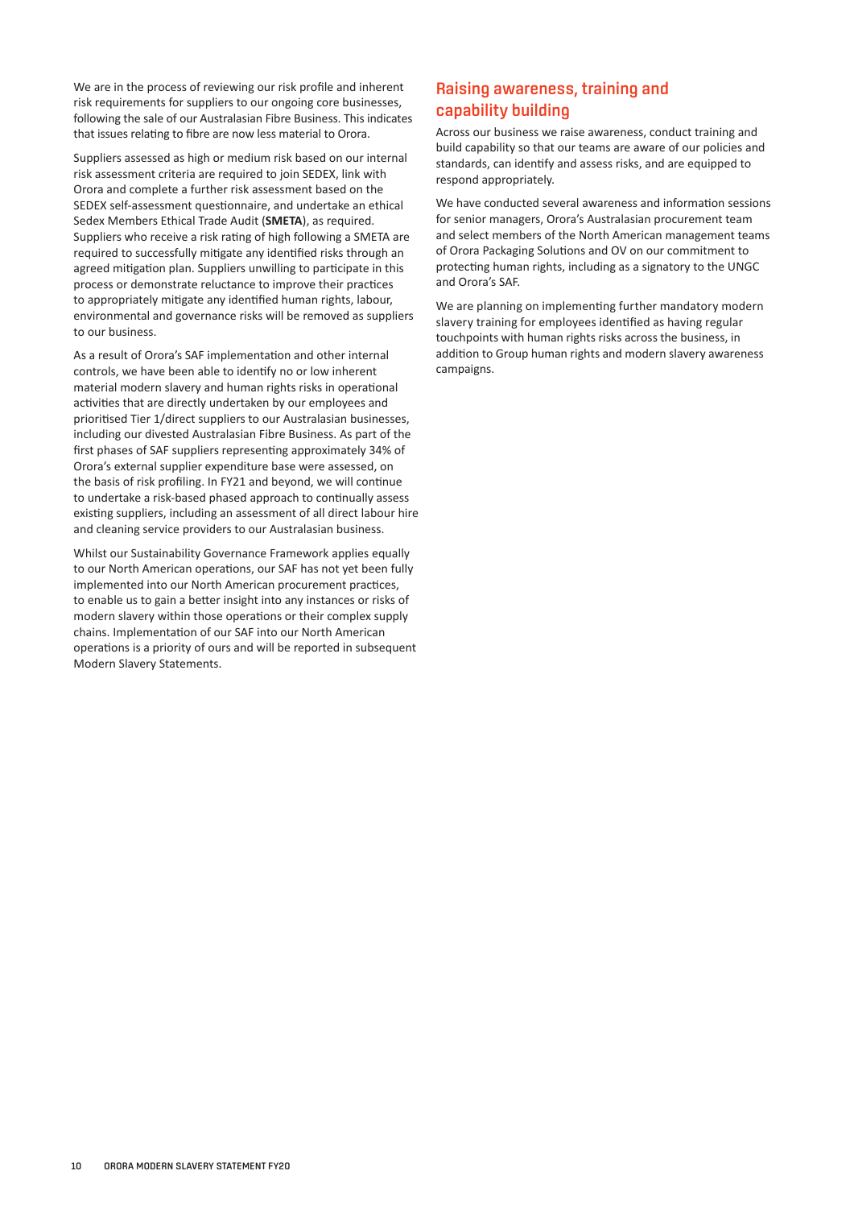We are in the process of reviewing our risk profile and inherent risk requirements for suppliers to our ongoing core businesses, following the sale of our Australasian Fibre Business. This indicates that issues relating to fibre are now less material to Orora.

Suppliers assessed as high or medium risk based on our internal risk assessment criteria are required to join SEDEX, link with Orora and complete a further risk assessment based on the SEDEX self-assessment questionnaire, and undertake an ethical Sedex Members Ethical Trade Audit (**SMETA**), as required. Suppliers who receive a risk rating of high following a SMETA are required to successfully mitigate any identified risks through an agreed mitigation plan. Suppliers unwilling to participate in this process or demonstrate reluctance to improve their practices to appropriately mitigate any identified human rights, labour, environmental and governance risks will be removed as suppliers to our business.

As a result of Orora's SAF implementation and other internal controls, we have been able to identify no or low inherent material modern slavery and human rights risks in operational activities that are directly undertaken by our employees and prioritised Tier 1/direct suppliers to our Australasian businesses, including our divested Australasian Fibre Business. As part of the first phases of SAF suppliers representing approximately 34% of Orora's external supplier expenditure base were assessed, on the basis of risk profiling. In FY21 and beyond, we will continue to undertake a risk-based phased approach to continually assess existing suppliers, including an assessment of all direct labour hire and cleaning service providers to our Australasian business.

Whilst our Sustainability Governance Framework applies equally to our North American operations, our SAF has not yet been fully implemented into our North American procurement practices, to enable us to gain a better insight into any instances or risks of modern slavery within those operations or their complex supply chains. Implementation of our SAF into our North American operations is a priority of ours and will be reported in subsequent Modern Slavery Statements.

## Raising awareness, training and capability building

Across our business we raise awareness, conduct training and build capability so that our teams are aware of our policies and standards, can identify and assess risks, and are equipped to respond appropriately.

We have conducted several awareness and information sessions for senior managers, Orora's Australasian procurement team and select members of the North American management teams of Orora Packaging Solutions and OV on our commitment to protecting human rights, including as a signatory to the UNGC and Orora's SAF.

We are planning on implementing further mandatory modern slavery training for employees identified as having regular touchpoints with human rights risks across the business, in addition to Group human rights and modern slavery awareness campaigns.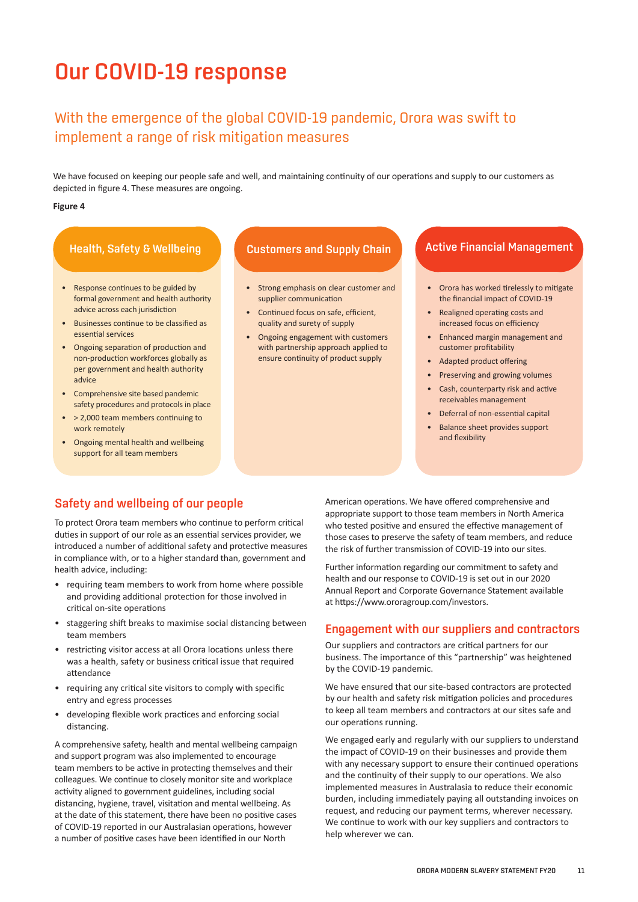# Our COVID-19 response

## With the emergence of the global COVID-19 pandemic, Orora was swift to implement a range of risk mitigation measures

We have focused on keeping our people safe and well, and maintaining continuity of our operations and supply to our customers as depicted in figure 4. These measures are ongoing.

**Figure 4**

### Health, Safety & Wellbeing

- Response continues to be guided by formal government and health authority advice across each jurisdiction
- Businesses continue to be classified as essential services
- Ongoing separation of production and non-production workforces globally as per government and health authority advice
- Comprehensive site based pandemic safety procedures and protocols in place
- > 2,000 team members continuing to work remotely
- Ongoing mental health and wellbeing support for all team members

### Customers and Supply Chain

- Strong emphasis on clear customer and supplier communication
- Continued focus on safe, efficient, quality and surety of supply
- Ongoing engagement with customers with partnership approach applied to ensure continuity of product supply

### Active Financial Management

- Orora has worked tirelessly to mitigate the financial impact of COVID-19
- Realigned operating costs and increased focus on efficiency
- Enhanced margin management and customer profitability
- Adapted product offering
- Preserving and growing volumes
- Cash, counterparty risk and active receivables management
- Deferral of non-essential capital
- Balance sheet provides support and flexibility

## Safety and wellbeing of our people

To protect Orora team members who continue to perform critical duties in support of our role as an essential services provider, we introduced a number of additional safety and protective measures in compliance with, or to a higher standard than, government and health advice, including:

- requiring team members to work from home where possible and providing additional protection for those involved in critical on-site operations
- staggering shift breaks to maximise social distancing between team members
- restricting visitor access at all Orora locations unless there was a health, safety or business critical issue that required attendance
- requiring any critical site visitors to comply with specific entry and egress processes
- developing flexible work practices and enforcing social distancing.

A comprehensive safety, health and mental wellbeing campaign and support program was also implemented to encourage team members to be active in protecting themselves and their colleagues. We continue to closely monitor site and workplace activity aligned to government guidelines, including social distancing, hygiene, travel, visitation and mental wellbeing. As at the date of this statement, there have been no positive cases of COVID-19 reported in our Australasian operations, however a number of positive cases have been identified in our North American operations. We have offered comprehensive and appropriate support to those team members in North America who tested positive and ensured the effective management of those cases to preserve the safety of team members, and reduce the risk of further transmission of COVID-19 into our sites.

Further information regarding our commitment to safety and health and our response to COVID-19 is set out in our 2020 Annual Report and Corporate Governance Statement available at https://www.ororagroup.com/investors.

## Engagement with our suppliers and contractors

Our suppliers and contractors are critical partners for our business. The importance of this "partnership" was heightened by the COVID-19 pandemic.

We have ensured that our site-based contractors are protected by our health and safety risk mitigation policies and procedures to keep all team members and contractors at our sites safe and our operations running.

We engaged early and regularly with our suppliers to understand the impact of COVID-19 on their businesses and provide them with any necessary support to ensure their continued operations and the continuity of their supply to our operations. We also implemented measures in Australasia to reduce their economic burden, including immediately paying all outstanding invoices on request, and reducing our payment terms, wherever necessary. We continue to work with our key suppliers and contractors to help wherever we can.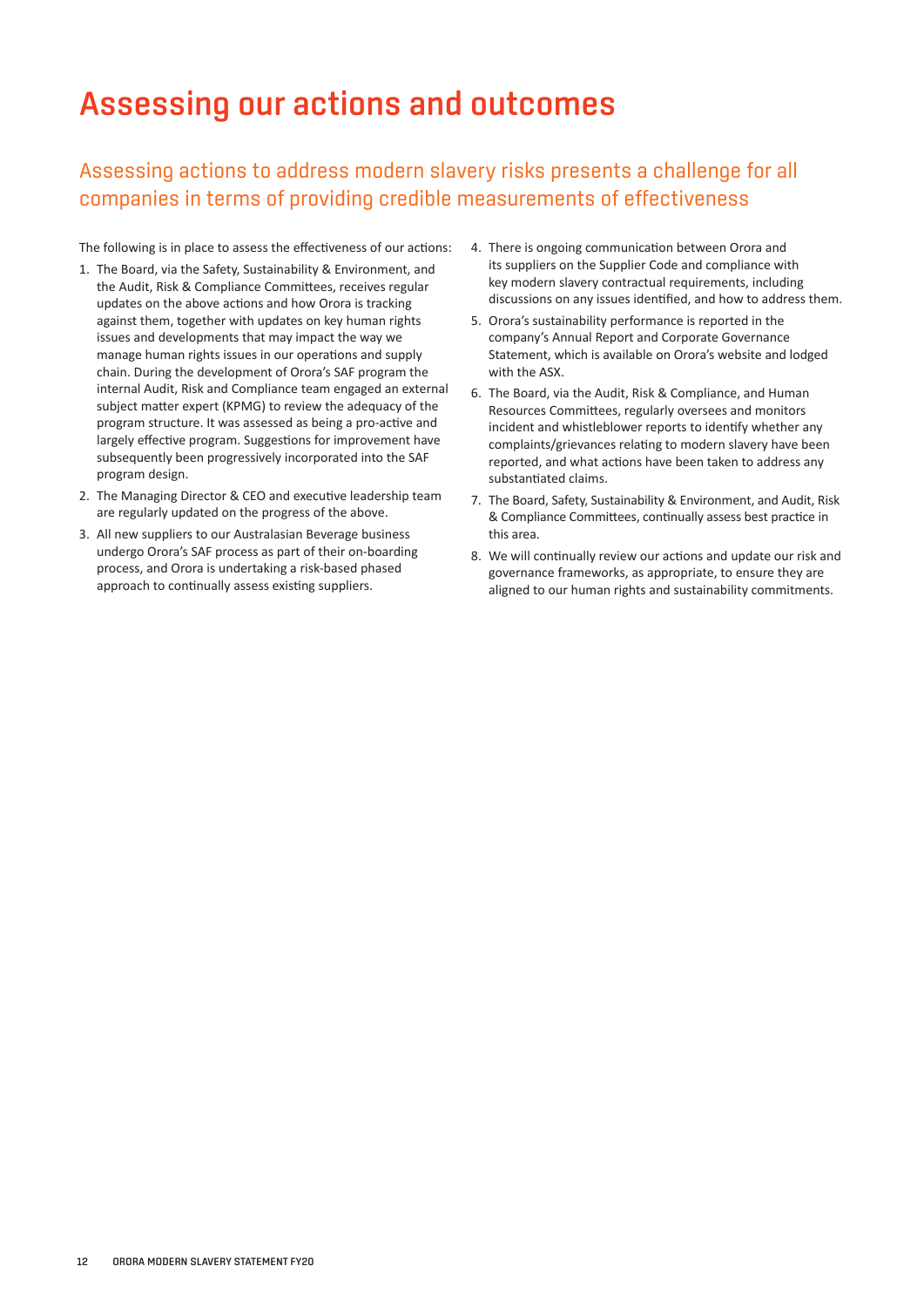# Assessing our actions and outcomes

## Assessing actions to address modern slavery risks presents a challenge for all companies in terms of providing credible measurements of effectiveness

The following is in place to assess the effectiveness of our actions:

1. The Board, via the Safety, Sustainability & Environment, and the Audit, Risk & Compliance Committees, receives regular updates on the above actions and how Orora is tracking against them, together with updates on key human rights issues and developments that may impact the way we manage human rights issues in our operations and supply chain. During the development of Orora's SAF program the internal Audit, Risk and Compliance team engaged an external subject matter expert (KPMG) to review the adequacy of the program structure. It was assessed as being a pro-active and largely effective program. Suggestions for improvement have subsequently been progressively incorporated into the SAF program design.
2. The Managing Director & CEO and executive leadership team are regularly updated on the progress of the above.
3. All new suppliers to our Australasian Beverage business undergo Orora's SAF process as part of their on-boarding process, and Orora is undertaking a risk-based phased approach to continually assess existing suppliers.
4. There is ongoing communication between Orora and its suppliers on the Supplier Code and compliance with key modern slavery contractual requirements, including discussions on any issues identified, and how to address them.
5. Orora's sustainability performance is reported in the company's Annual Report and Corporate Governance Statement, which is available on Orora's website and lodged with the ASX.
6. The Board, via the Audit, Risk & Compliance, and Human Resources Committees, regularly oversees and monitors incident and whistleblower reports to identify whether any complaints/grievances relating to modern slavery have been reported, and what actions have been taken to address any substantiated claims.
7. The Board, Safety, Sustainability & Environment, and Audit, Risk & Compliance Committees, continually assess best practice in this area.
8. We will continually review our actions and update our risk and governance frameworks, as appropriate, to ensure they are aligned to our human rights and sustainability commitments.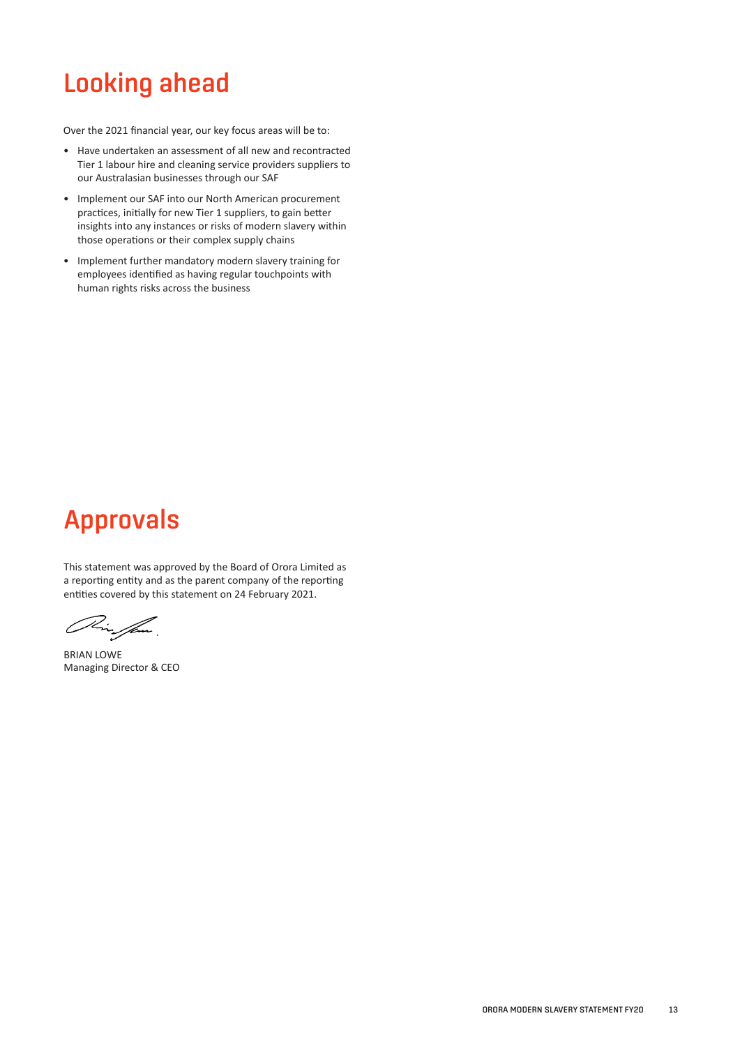# Looking ahead

Over the 2021 financial year, our key focus areas will be to:

- Have undertaken an assessment of all new and recontracted Tier 1 labour hire and cleaning service providers suppliers to our Australasian businesses through our SAF
- Implement our SAF into our North American procurement practices, initially for new Tier 1 suppliers, to gain better insights into any instances or risks of modern slavery within those operations or their complex supply chains
- Implement further mandatory modern slavery training for employees identified as having regular touchpoints with human rights risks across the business

# Approvals

This statement was approved by the Board of Orora Limited as a reporting entity and as the parent company of the reporting entities covered by this statement on 24 February 2021.

BRIAN LOWE
Managing Director & CEO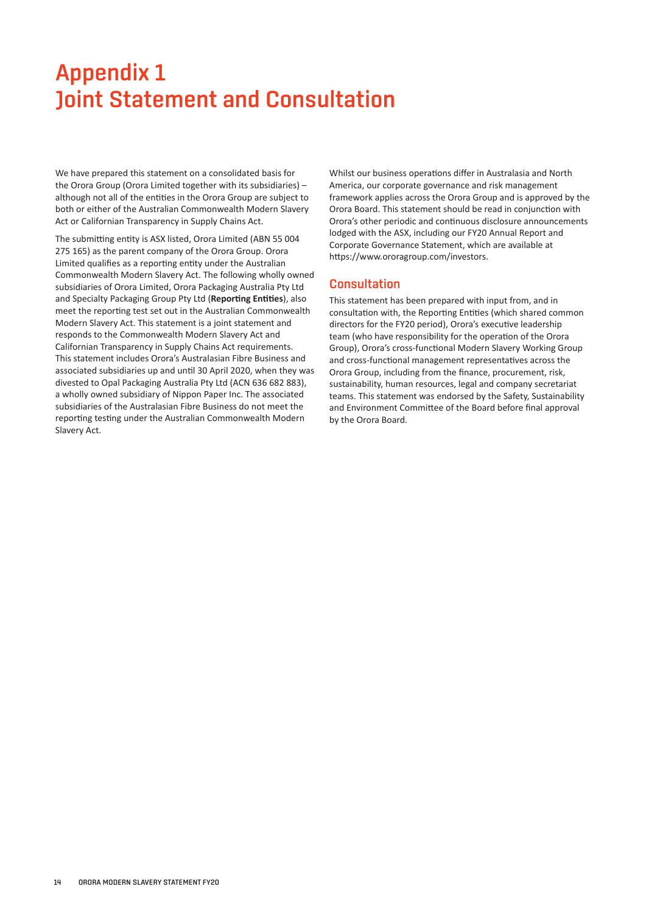# Appendix 1
# Joint Statement and Consultation

We have prepared this statement on a consolidated basis for the Orora Group (Orora Limited together with its subsidiaries) – although not all of the entities in the Orora Group are subject to both or either of the Australian Commonwealth Modern Slavery Act or Californian Transparency in Supply Chains Act.

The submitting entity is ASX listed, Orora Limited (ABN 55 004 275 165) as the parent company of the Orora Group. Orora Limited qualifies as a reporting entity under the Australian Commonwealth Modern Slavery Act. The following wholly owned subsidiaries of Orora Limited, Orora Packaging Australia Pty Ltd and Specialty Packaging Group Pty Ltd (**Reporting Entities**), also meet the reporting test set out in the Australian Commonwealth Modern Slavery Act. This statement is a joint statement and responds to the Commonwealth Modern Slavery Act and Californian Transparency in Supply Chains Act requirements. This statement includes Orora's Australasian Fibre Business and associated subsidiaries up and until 30 April 2020, when they was divested to Opal Packaging Australia Pty Ltd (ACN 636 682 883), a wholly owned subsidiary of Nippon Paper Inc. The associated subsidiaries of the Australasian Fibre Business do not meet the reporting testing under the Australian Commonwealth Modern Slavery Act.

Whilst our business operations differ in Australasia and North America, our corporate governance and risk management framework applies across the Orora Group and is approved by the Orora Board. This statement should be read in conjunction with Orora's other periodic and continuous disclosure announcements lodged with the ASX, including our FY20 Annual Report and Corporate Governance Statement, which are available at https://www.ororagroup.com/investors.

## Consultation

This statement has been prepared with input from, and in consultation with, the Reporting Entities (which shared common directors for the FY20 period), Orora's executive leadership team (who have responsibility for the operation of the Orora Group), Orora's cross-functional Modern Slavery Working Group and cross-functional management representatives across the Orora Group, including from the finance, procurement, risk, sustainability, human resources, legal and company secretariat teams. This statement was endorsed by the Safety, Sustainability and Environment Committee of the Board before final approval by the Orora Board.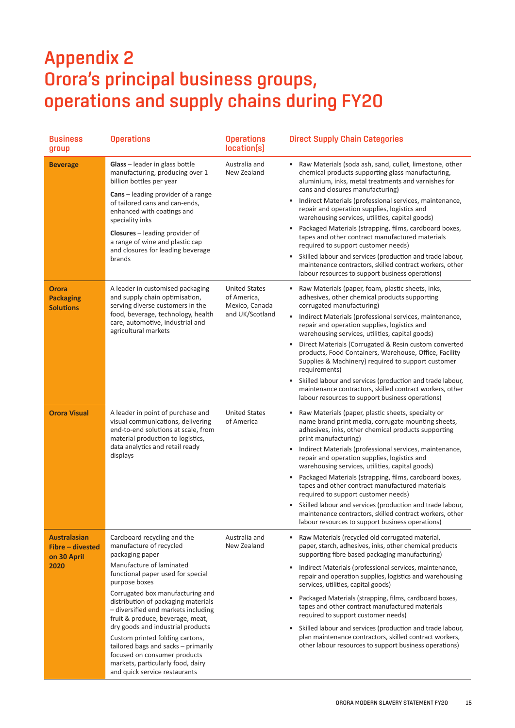# Appendix 2
# Orora's principal business groups, operations and supply chains during FY20

| Business group | Operations | Operations location(s) | Direct Supply Chain Categories |
|---|---|---|---|
| **Beverage** | **Glass** – leader in glass bottle manufacturing, producing over 1 billion bottles per year<br><br>**Cans** – leading provider of a range of tailored cans and can-ends, enhanced with coatings and speciality inks<br><br>**Closures** – leading provider of a range of wine and plastic cap and closures for leading beverage brands | Australia and New Zealand | • Raw Materials (soda ash, sand, cullet, limestone, other chemical products supporting glass manufacturing, aluminium, inks, metal treatments and varnishes for cans and closures manufacturing)<br>• Indirect Materials (professional services, maintenance, repair and operation supplies, logistics and warehousing services, utilities, capital goods)<br>• Packaged Materials (strapping, films, cardboard boxes, tapes and other contract manufactured materials required to support customer needs)<br>• Skilled labour and services (production and trade labour, maintenance contractors, skilled contract workers, other labour resources to support business operations) |
| **Orora Packaging Solutions** | A leader in customised packaging and supply chain optimisation, serving diverse customers in the food, beverage, technology, health care, automotive, industrial and agricultural markets | United States of America, Mexico, Canada and UK/Scotland | • Raw Materials (paper, foam, plastic sheets, inks, adhesives, other chemical products supporting corrugated manufacturing)<br>• Indirect Materials (professional services, maintenance, repair and operation supplies, logistics and warehousing services, utilities, capital goods)<br>• Direct Materials (Corrugated & Resin custom converted products, Food Containers, Warehouse, Office, Facility Supplies & Machinery) required to support customer requirements)<br>• Skilled labour and services (production and trade labour, maintenance contractors, skilled contract workers, other labour resources to support business operations) |
| **Orora Visual** | A leader in point of purchase and visual communications, delivering end-to-end solutions at scale, from material production to logistics, data analytics and retail ready displays | United States of America | • Raw Materials (paper, plastic sheets, specialty or name brand print media, corrugate mounting sheets, adhesives, inks, other chemical products supporting print manufacturing)<br>• Indirect Materials (professional services, maintenance, repair and operation supplies, logistics and warehousing services, utilities, capital goods)<br>• Packaged Materials (strapping, films, cardboard boxes, tapes and other contract manufactured materials required to support customer needs)<br>• Skilled labour and services (production and trade labour, maintenance contractors, skilled contract workers, other labour resources to support business operations) |
| **Australasian Fibre – divested on 30 April 2020** | Cardboard recycling and the manufacture of recycled packaging paper<br><br>Manufacture of laminated functional paper used for special purpose boxes<br><br>Corrugated box manufacturing and distribution of packaging materials – diversified end markets including fruit & produce, beverage, meat, dry goods and industrial products<br><br>Custom printed folding cartons, tailored bags and sacks – primarily focused on consumer products markets, particularly food, dairy and quick service restaurants | Australia and New Zealand | • Raw Materials (recycled old corrugated material, paper, starch, adhesives, inks, other chemical products supporting fibre based packaging manufacturing)<br>• Indirect Materials (professional services, maintenance, repair and operation supplies, logistics and warehousing services, utilities, capital goods)<br>• Packaged Materials (strapping, films, cardboard boxes, tapes and other contract manufactured materials required to support customer needs)<br>• Skilled labour and services (production and trade labour, plan maintenance contractors, skilled contract workers, other labour resources to support business operations) |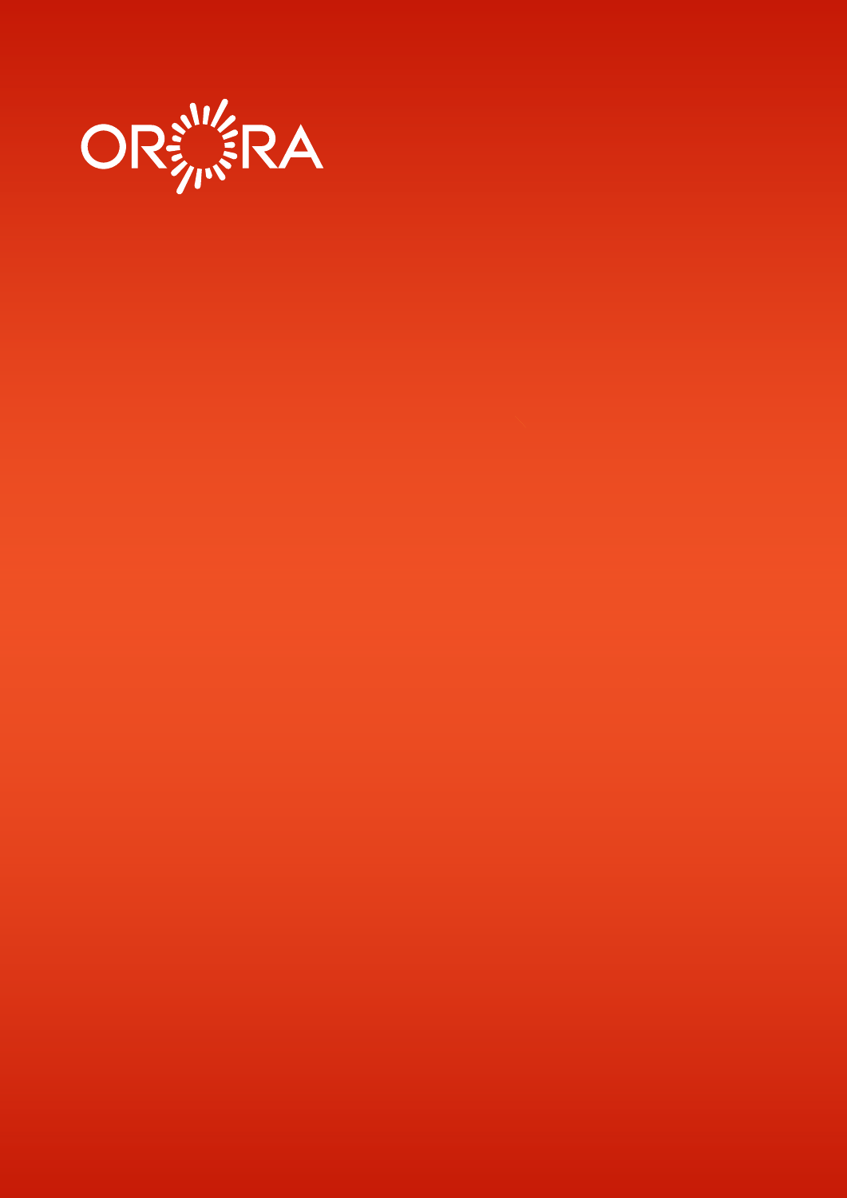ORORA